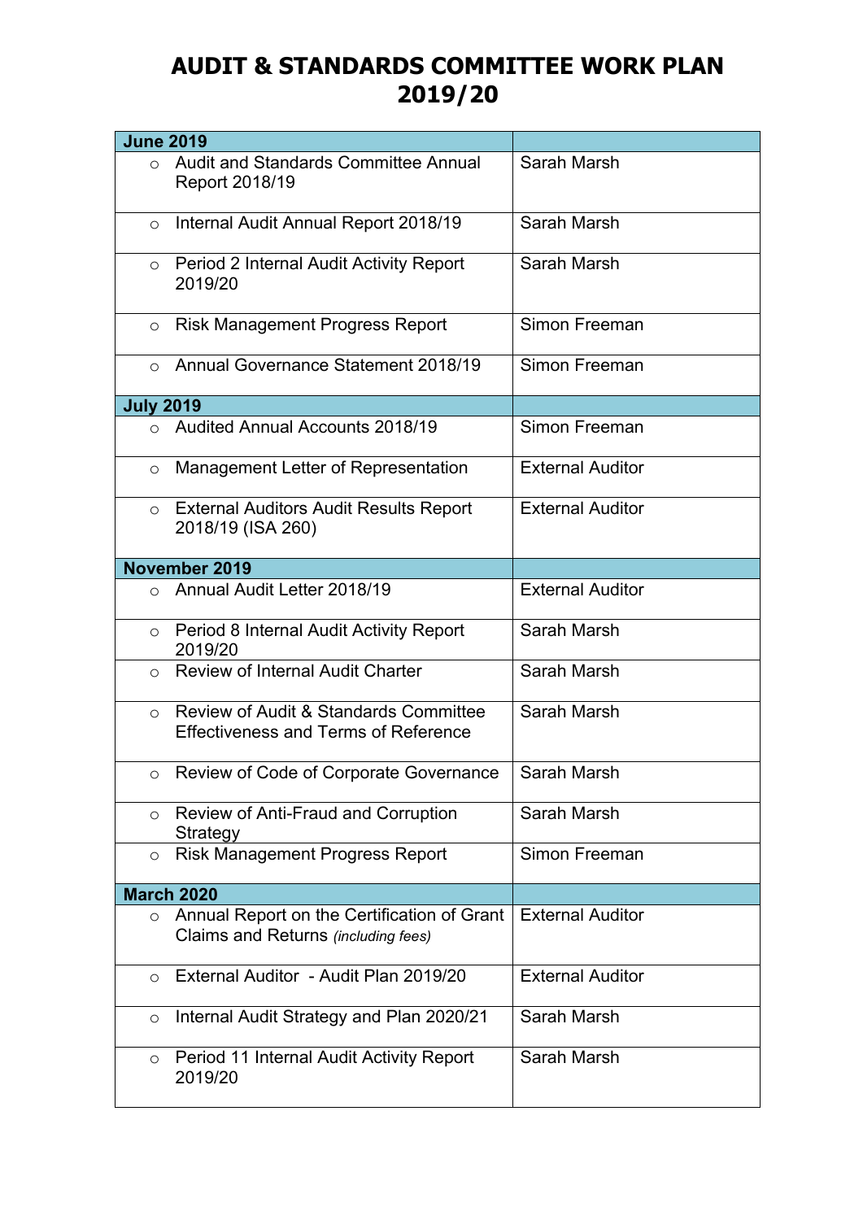# AUDIT & STANDARDS COMMITTEE WORK PLAN 2019/20

| June 2019 | |
|---|---|
| ○ Audit and Standards Committee Annual Report 2018/19 | Sarah Marsh |
| ○ Internal Audit Annual Report 2018/19 | Sarah Marsh |
| ○ Period 2 Internal Audit Activity Report 2019/20 | Sarah Marsh |
| ○ Risk Management Progress Report | Simon Freeman |
| ○ Annual Governance Statement 2018/19 | Simon Freeman |
| **July 2019** | |
| ○ Audited Annual Accounts 2018/19 | Simon Freeman |
| ○ Management Letter of Representation | External Auditor |
| ○ External Auditors Audit Results Report 2018/19 (ISA 260) | External Auditor |
| **November 2019** | |
| ○ Annual Audit Letter 2018/19 | External Auditor |
| ○ Period 8 Internal Audit Activity Report 2019/20 | Sarah Marsh |
| ○ Review of Internal Audit Charter | Sarah Marsh |
| ○ Review of Audit & Standards Committee Effectiveness and Terms of Reference | Sarah Marsh |
| ○ Review of Code of Corporate Governance | Sarah Marsh |
| ○ Review of Anti-Fraud and Corruption Strategy | Sarah Marsh |
| ○ Risk Management Progress Report | Simon Freeman |
| **March 2020** | |
| ○ Annual Report on the Certification of Grant Claims and Returns *(including fees)* | External Auditor |
| ○ External Auditor - Audit Plan 2019/20 | External Auditor |
| ○ Internal Audit Strategy and Plan 2020/21 | Sarah Marsh |
| ○ Period 11 Internal Audit Activity Report 2019/20 | Sarah Marsh |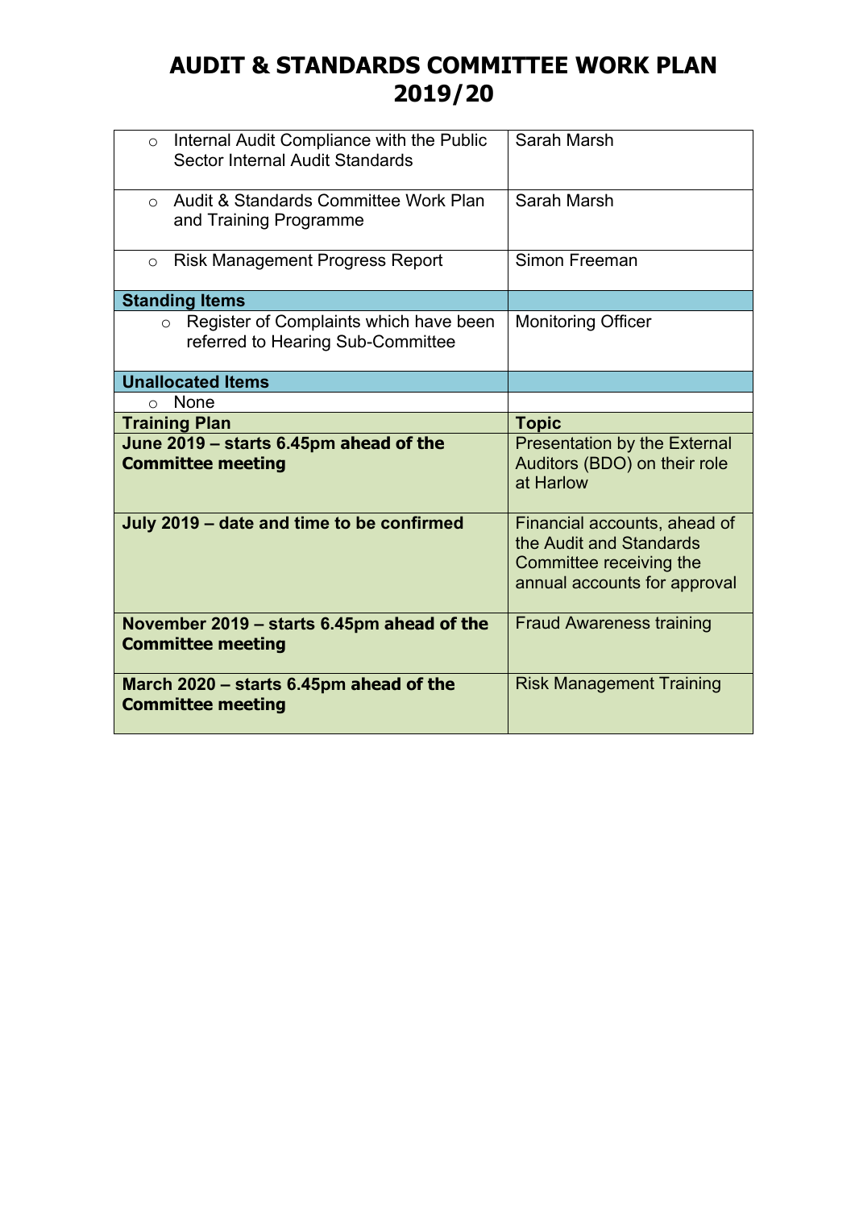# AUDIT & STANDARDS COMMITTEE WORK PLAN 2019/20

| | |
|---|---|
| ○ Internal Audit Compliance with the Public Sector Internal Audit Standards | Sarah Marsh |
| ○ Audit & Standards Committee Work Plan and Training Programme | Sarah Marsh |
| ○ Risk Management Progress Report | Simon Freeman |
| **Standing Items** | |
| ○ Register of Complaints which have been referred to Hearing Sub-Committee | Monitoring Officer |
| **Unallocated Items** | |
| ○ None | |
| **Training Plan** | **Topic** |
| **June 2019 – starts 6.45pm ahead of the Committee meeting** | Presentation by the External Auditors (BDO) on their role at Harlow |
| **July 2019 – date and time to be confirmed** | Financial accounts, ahead of the Audit and Standards Committee receiving the annual accounts for approval |
| **November 2019 – starts 6.45pm ahead of the Committee meeting** | Fraud Awareness training |
| **March 2020 – starts 6.45pm ahead of the Committee meeting** | Risk Management Training |